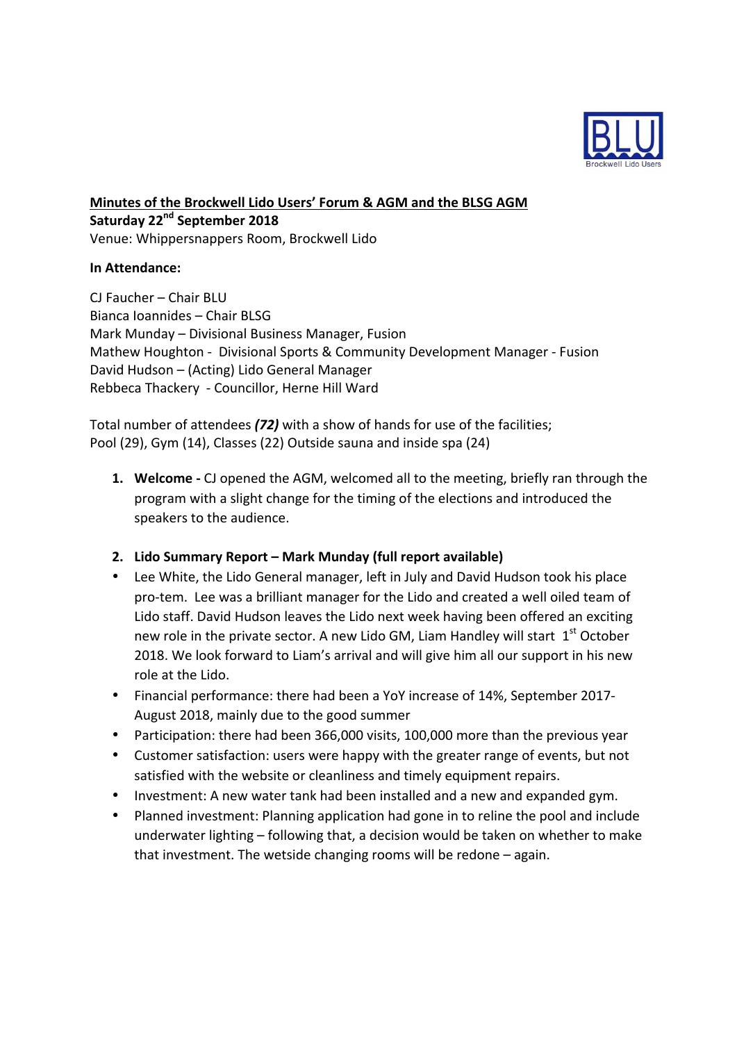**Minutes of the Brockwell Lido Users' Forum & AGM and the BLSG AGM**

**Saturday 22nd September 2018**

Venue: Whippersnappers Room, Brockwell Lido

**In Attendance:**

CJ Faucher – Chair BLU
Bianca Ioannides – Chair BLSG
Mark Munday – Divisional Business Manager, Fusion
Mathew Houghton - Divisional Sports & Community Development Manager - Fusion
David Hudson – (Acting) Lido General Manager
Rebbeca Thackery - Councillor, Herne Hill Ward

Total number of attendees ***(72)*** with a show of hands for use of the facilities; Pool (29), Gym (14), Classes (22) Outside sauna and inside spa (24)

1. **Welcome -** CJ opened the AGM, welcomed all to the meeting, briefly ran through the program with a slight change for the timing of the elections and introduced the speakers to the audience.

2. **Lido Summary Report – Mark Munday (full report available)**

- Lee White, the Lido General manager, left in July and David Hudson took his place pro-tem. Lee was a brilliant manager for the Lido and created a well oiled team of Lido staff. David Hudson leaves the Lido next week having been offered an exciting new role in the private sector. A new Lido GM, Liam Handley will start 1st October 2018. We look forward to Liam's arrival and will give him all our support in his new role at the Lido.
- Financial performance: there had been a YoY increase of 14%, September 2017-August 2018, mainly due to the good summer
- Participation: there had been 366,000 visits, 100,000 more than the previous year
- Customer satisfaction: users were happy with the greater range of events, but not satisfied with the website or cleanliness and timely equipment repairs.
- Investment: A new water tank had been installed and a new and expanded gym.
- Planned investment: Planning application had gone in to reline the pool and include underwater lighting – following that, a decision would be taken on whether to make that investment. The wetside changing rooms will be redone – again.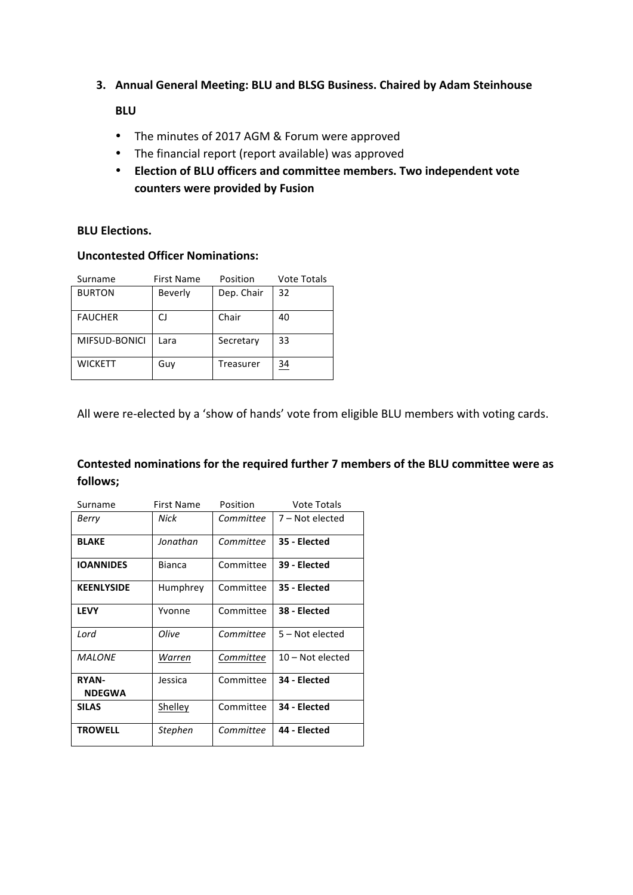3. **Annual General Meeting: BLU and BLSG Business. Chaired by Adam Steinhouse**

   **BLU**

   - The minutes of 2017 AGM & Forum were approved
   - The financial report (report available) was approved
   - **Election of BLU officers and committee members. Two independent vote counters were provided by Fusion**

**BLU Elections.**

**Uncontested Officer Nominations:**

| Surname | First Name | Position | Vote Totals |
| --- | --- | --- | --- |
| BURTON | Beverly | Dep. Chair | 32 |
| FAUCHER | CJ | Chair | 40 |
| MIFSUD-BONICI | Lara | Secretary | 33 |
| WICKETT | Guy | Treasurer | 34 |

All were re-elected by a 'show of hands' vote from eligible BLU members with voting cards.

**Contested nominations for the required further 7 members of the BLU committee were as follows;**

| Surname | First Name | Position | Vote Totals |
| --- | --- | --- | --- |
| *Berry* | *Nick* | *Committee* | 7 – Not elected |
| **BLAKE** | *Jonathan* | *Committee* | **35 - Elected** |
| **IOANNIDES** | Bianca | Committee | **39 - Elected** |
| **KEENLYSIDE** | Humphrey | Committee | **35 - Elected** |
| **LEVY** | Yvonne | Committee | **38 - Elected** |
| *Lord* | *Olive* | *Committee* | 5 – Not elected |
| *MALONE* | *Warren* | *Committee* | 10 – Not elected |
| **RYAN-NDEGWA** | Jessica | Committee | **34 - Elected** |
| **SILAS** | Shelley | Committee | **34 - Elected** |
| **TROWELL** | *Stephen* | *Committee* | **44 - Elected** |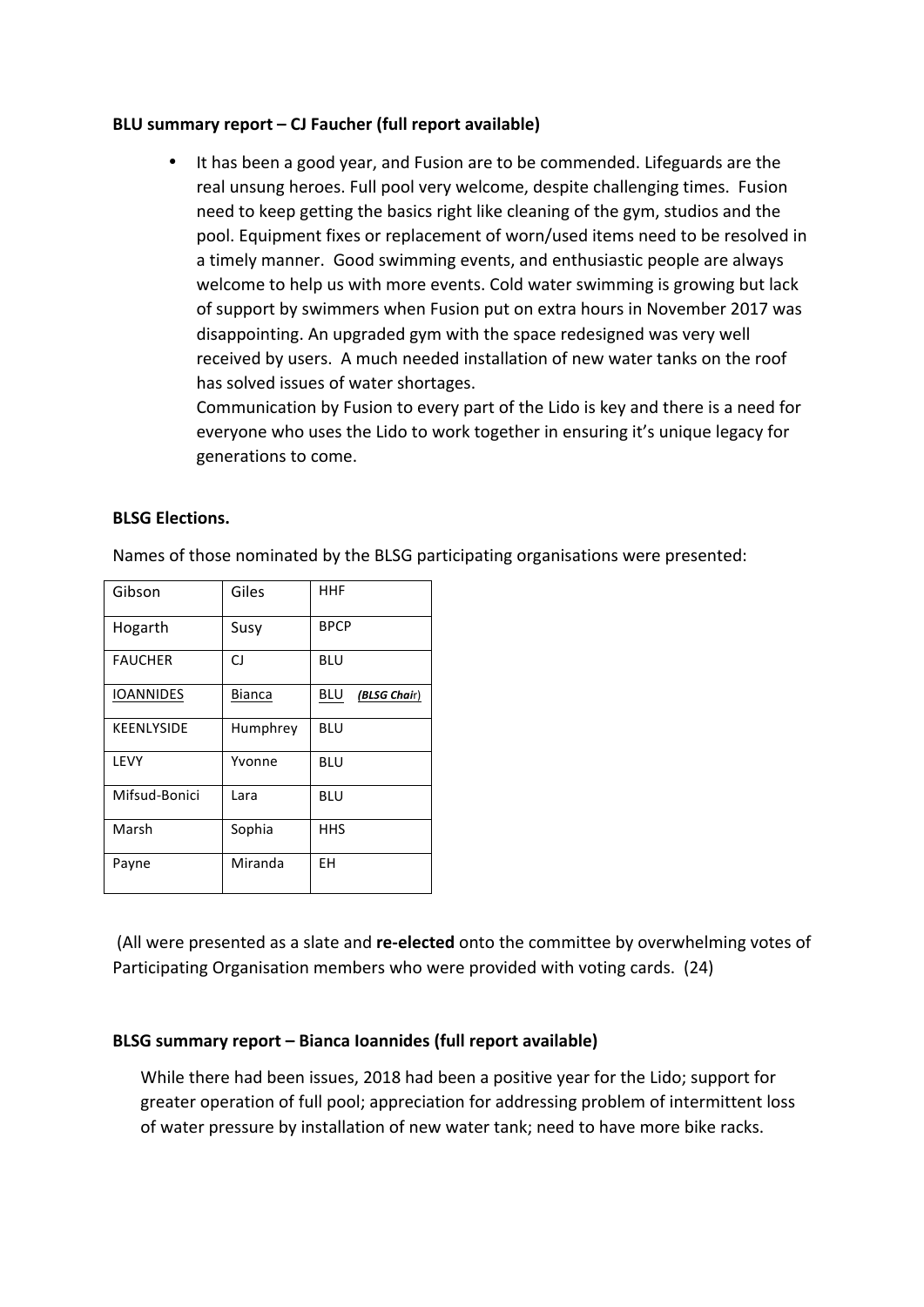**BLU summary report – CJ Faucher (full report available)**

- It has been a good year, and Fusion are to be commended. Lifeguards are the real unsung heroes. Full pool very welcome, despite challenging times. Fusion need to keep getting the basics right like cleaning of the gym, studios and the pool. Equipment fixes or replacement of worn/used items need to be resolved in a timely manner. Good swimming events, and enthusiastic people are always welcome to help us with more events. Cold water swimming is growing but lack of support by swimmers when Fusion put on extra hours in November 2017 was disappointing. An upgraded gym with the space redesigned was very well received by users. A much needed installation of new water tanks on the roof has solved issues of water shortages.
  Communication by Fusion to every part of the Lido is key and there is a need for everyone who uses the Lido to work together in ensuring it's unique legacy for generations to come.

**BLSG Elections.**

Names of those nominated by the BLSG participating organisations were presented:

| | | |
|---|---|---|
| Gibson | Giles | HHF |
| Hogarth | Susy | BPCP |
| FAUCHER | CJ | BLU |
| IOANNIDES | Bianca | BLU ***(BLSG Chair)*** |
| KEENLYSIDE | Humphrey | BLU |
| LEVY | Yvonne | BLU |
| Mifsud-Bonici | Lara | BLU |
| Marsh | Sophia | HHS |
| Payne | Miranda | EH |

(All were presented as a slate and **re-elected** onto the committee by overwhelming votes of Participating Organisation members who were provided with voting cards. (24)

**BLSG summary report – Bianca Ioannides (full report available)**

While there had been issues, 2018 had been a positive year for the Lido; support for greater operation of full pool; appreciation for addressing problem of intermittent loss of water pressure by installation of new water tank; need to have more bike racks.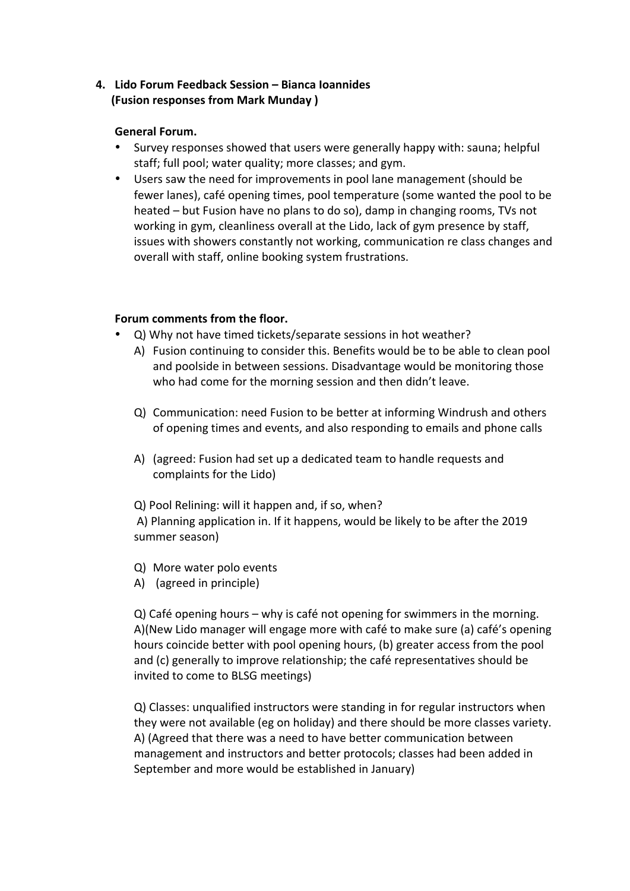4. **Lido Forum Feedback Session – Bianca Ioannides**
   **(Fusion responses from Mark Munday )**

**General Forum.**

- Survey responses showed that users were generally happy with: sauna; helpful staff; full pool; water quality; more classes; and gym.
- Users saw the need for improvements in pool lane management (should be fewer lanes), café opening times, pool temperature (some wanted the pool to be heated – but Fusion have no plans to do so), damp in changing rooms, TVs not working in gym, cleanliness overall at the Lido, lack of gym presence by staff, issues with showers constantly not working, communication re class changes and overall with staff, online booking system frustrations.

**Forum comments from the floor.**

- Q) Why not have timed tickets/separate sessions in hot weather?
  A) Fusion continuing to consider this. Benefits would be to be able to clean pool and poolside in between sessions. Disadvantage would be monitoring those who had come for the morning session and then didn't leave.

  Q) Communication: need Fusion to be better at informing Windrush and others of opening times and events, and also responding to emails and phone calls

  A) (agreed: Fusion had set up a dedicated team to handle requests and complaints for the Lido)

  Q) Pool Relining: will it happen and, if so, when?
  A) Planning application in. If it happens, would be likely to be after the 2019 summer season)

  Q) More water polo events
  A) (agreed in principle)

  Q) Café opening hours – why is café not opening for swimmers in the morning.
  A)(New Lido manager will engage more with café to make sure (a) café's opening hours coincide better with pool opening hours, (b) greater access from the pool and (c) generally to improve relationship; the café representatives should be invited to come to BLSG meetings)

  Q) Classes: unqualified instructors were standing in for regular instructors when they were not available (eg on holiday) and there should be more classes variety.
  A) (Agreed that there was a need to have better communication between management and instructors and better protocols; classes had been added in September and more would be established in January)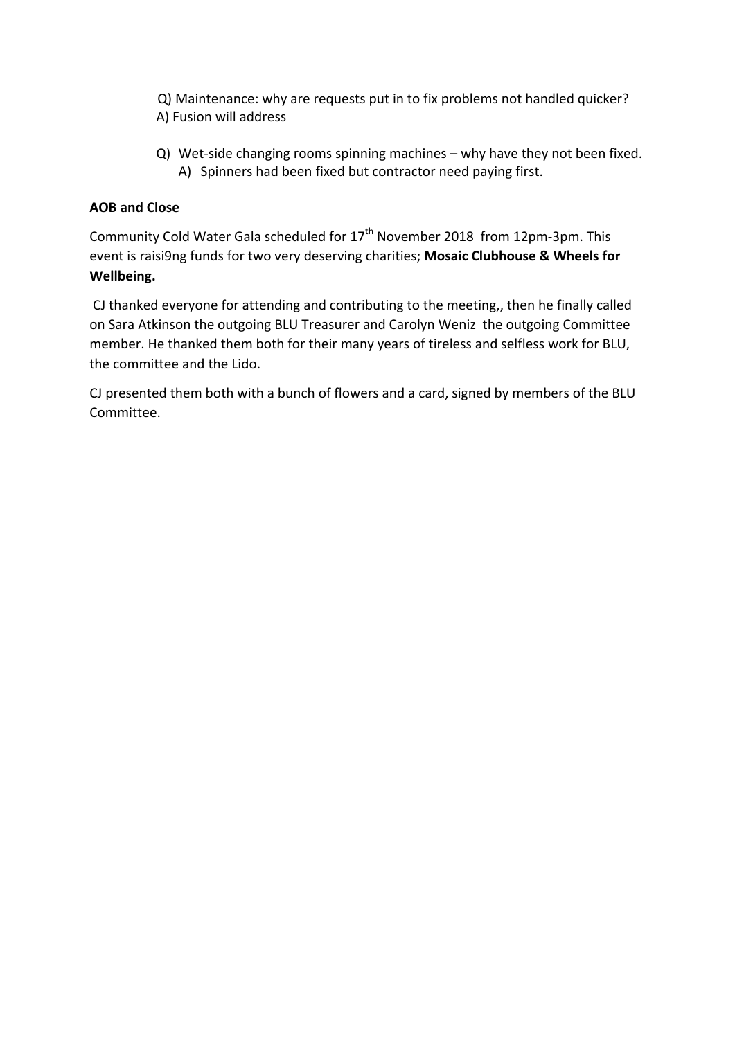Q) Maintenance: why are requests put in to fix problems not handled quicker?
A) Fusion will address

Q) Wet-side changing rooms spinning machines – why have they not been fixed.
A) Spinners had been fixed but contractor need paying first.

**AOB and Close**

Community Cold Water Gala scheduled for 17th November 2018 from 12pm-3pm. This event is raisi9ng funds for two very deserving charities; **Mosaic Clubhouse & Wheels for Wellbeing.**

CJ thanked everyone for attending and contributing to the meeting,, then he finally called on Sara Atkinson the outgoing BLU Treasurer and Carolyn Weniz the outgoing Committee member. He thanked them both for their many years of tireless and selfless work for BLU, the committee and the Lido.

CJ presented them both with a bunch of flowers and a card, signed by members of the BLU Committee.